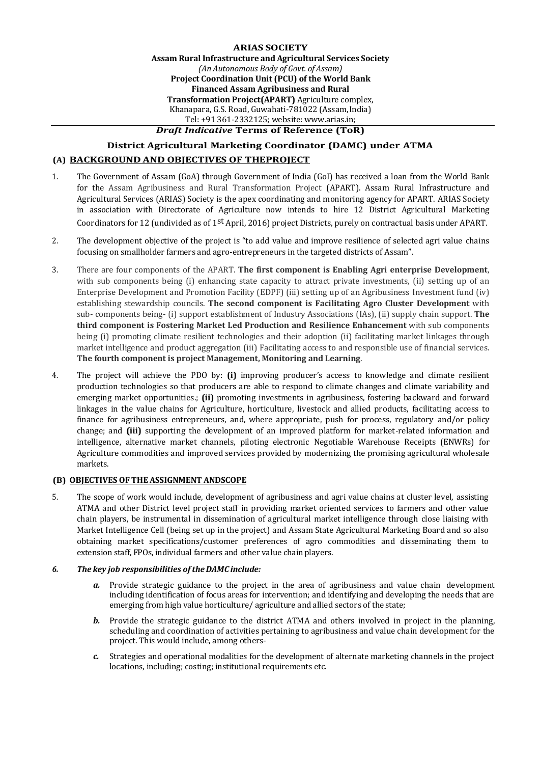**ARIAS SOCIETY**

**Assam Rural Infrastructure and Agricultural Services Society**

*(An Autonomous Body of Govt. of Assam)*

**Project Coordination Unit (PCU) of the World Bank Financed Assam Agribusiness and Rural Transformation Project(APART)** Agriculture complex, Khanapara, G.S. Road, Guwahati-781022 (Assam, India)

Tel: +91 361-2332125; website: www.arias.in;

***Draft Indicative* Terms of Reference (ToR)**

**District Agricultural Marketing Coordinator (DAMC) under ATMA**

## (A) BACKGROUND AND OBJECTIVES OF THEPROJECT

1. The Government of Assam (GoA) through Government of India (GoI) has received a loan from the World Bank for the Assam Agribusiness and Rural Transformation Project (APART). Assam Rural Infrastructure and Agricultural Services (ARIAS) Society is the apex coordinating and monitoring agency for APART. ARIAS Society in association with Directorate of Agriculture now intends to hire 12 District Agricultural Marketing Coordinators for 12 (undivided as of 1st April, 2016) project Districts, purely on contractual basis under APART.

2. The development objective of the project is "to add value and improve resilience of selected agri value chains focusing on smallholder farmers and agro-entrepreneurs in the targeted districts of Assam".

3. There are four components of the APART. **The first component is Enabling Agri enterprise Development**, with sub components being (i) enhancing state capacity to attract private investments, (ii) setting up of an Enterprise Development and Promotion Facility (EDPF) (iii) setting up of an Agribusiness Investment fund (iv) establishing stewardship councils. **The second component is Facilitating Agro Cluster Development** with sub- components being- (i) support establishment of Industry Associations (IAs), (ii) supply chain support. **The third component is Fostering Market Led Production and Resilience Enhancement** with sub components being (i) promoting climate resilient technologies and their adoption (ii) facilitating market linkages through market intelligence and product aggregation (iii) Facilitating access to and responsible use of financial services. **The fourth component is project Management, Monitoring and Learning**.

4. The project will achieve the PDO by: **(i)** improving producer's access to knowledge and climate resilient production technologies so that producers are able to respond to climate changes and climate variability and emerging market opportunities.; **(ii)** promoting investments in agribusiness, fostering backward and forward linkages in the value chains for Agriculture, horticulture, livestock and allied products, facilitating access to finance for agribusiness entrepreneurs, and, where appropriate, push for process, regulatory and/or policy change; and **(iii)** supporting the development of an improved platform for market-related information and intelligence, alternative market channels, piloting electronic Negotiable Warehouse Receipts (ENWRs) for Agriculture commodities and improved services provided by modernizing the promising agricultural wholesale markets.

## (B) OBJECTIVES OF THE ASSIGNMENT ANDSCOPE

5. The scope of work would include, development of agribusiness and agri value chains at cluster level, assisting ATMA and other District level project staff in providing market oriented services to farmers and other value chain players, be instrumental in dissemination of agricultural market intelligence through close liaising with Market Intelligence Cell (being set up in the project) and Assam State Agricultural Marketing Board and so also obtaining market specifications/customer preferences of agro commodities and disseminating them to extension staff, FPOs, individual farmers and other value chain players.

6. ***The key job responsibilities of the DAMC include:***

   ***a.*** Provide strategic guidance to the project in the area of agribusiness and value chain development including identification of focus areas for intervention; and identifying and developing the needs that are emerging from high value horticulture/ agriculture and allied sectors of the state;

   ***b.*** Provide the strategic guidance to the district ATMA and others involved in project in the planning, scheduling and coordination of activities pertaining to agribusiness and value chain development for the project. This would include, among others-

   ***c.*** Strategies and operational modalities for the development of alternate marketing channels in the project locations, including; costing; institutional requirements etc.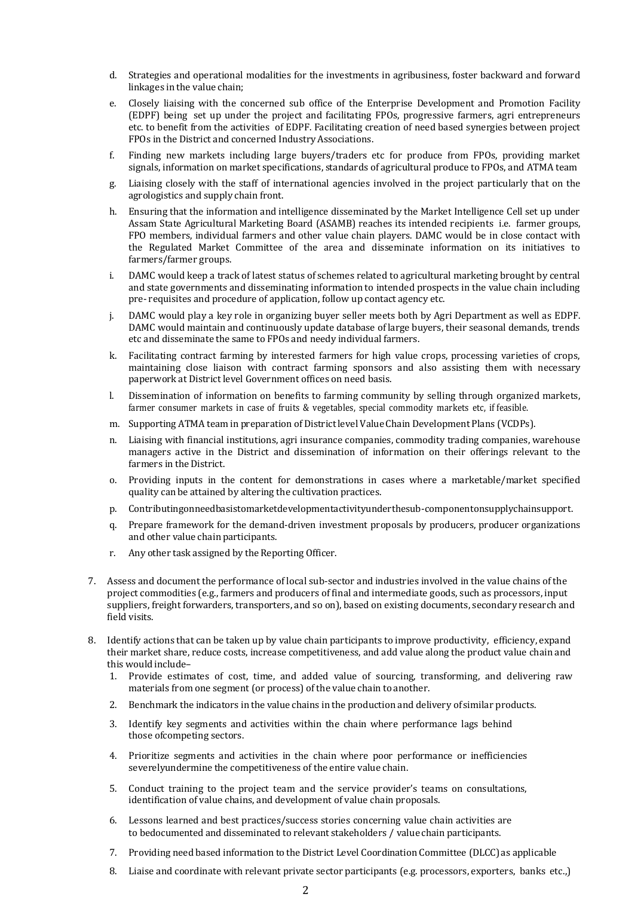d. Strategies and operational modalities for the investments in agribusiness, foster backward and forward linkages in the value chain;

e. Closely liaising with the concerned sub office of the Enterprise Development and Promotion Facility (EDPF) being set up under the project and facilitating FPOs, progressive farmers, agri entrepreneurs etc. to benefit from the activities of EDPF. Facilitating creation of need based synergies between project FPOs in the District and concerned Industry Associations.

f. Finding new markets including large buyers/traders etc for produce from FPOs, providing market signals, information on market specifications, standards of agricultural produce to FPOs, and ATMA team

g. Liaising closely with the staff of international agencies involved in the project particularly that on the agrologistics and supply chain front.

h. Ensuring that the information and intelligence disseminated by the Market Intelligence Cell set up under Assam State Agricultural Marketing Board (ASAMB) reaches its intended recipients i.e. farmer groups, FPO members, individual farmers and other value chain players. DAMC would be in close contact with the Regulated Market Committee of the area and disseminate information on its initiatives to farmers/farmer groups.

i. DAMC would keep a track of latest status of schemes related to agricultural marketing brought by central and state governments and disseminating information to intended prospects in the value chain including pre- requisites and procedure of application, follow up contact agency etc.

j. DAMC would play a key role in organizing buyer seller meets both by Agri Department as well as EDPF. DAMC would maintain and continuously update database of large buyers, their seasonal demands, trends etc and disseminate the same to FPOs and needy individual farmers.

k. Facilitating contract farming by interested farmers for high value crops, processing varieties of crops, maintaining close liaison with contract farming sponsors and also assisting them with necessary paperwork at District level Government offices on need basis.

l. Dissemination of information on benefits to farming community by selling through organized markets, farmer consumer markets in case of fruits & vegetables, special commodity markets etc, if feasible.

m. Supporting ATMA team in preparation of District level Value Chain Development Plans (VCDPs).

n. Liaising with financial institutions, agri insurance companies, commodity trading companies, warehouse managers active in the District and dissemination of information on their offerings relevant to the farmers in the District.

o. Providing inputs in the content for demonstrations in cases where a marketable/market specified quality can be attained by altering the cultivation practices.

p. Contributingonneedbasistomarketdevelopmentactivityunderthesub-componentonsupplychainsupport.

q. Prepare framework for the demand-driven investment proposals by producers, producer organizations and other value chain participants.

r. Any other task assigned by the Reporting Officer.

7. Assess and document the performance of local sub-sector and industries involved in the value chains of the project commodities (e.g., farmers and producers of final and intermediate goods, such as processors, input suppliers, freight forwarders, transporters, and so on), based on existing documents, secondary research and field visits.

8. Identify actions that can be taken up by value chain participants to improve productivity, efficiency, expand their market share, reduce costs, increase competitiveness, and add value along the product value chain and this would include–
   1. Provide estimates of cost, time, and added value of sourcing, transforming, and delivering raw materials from one segment (or process) of the value chain to another.
   2. Benchmark the indicators in the value chains in the production and delivery of similar products.
   3. Identify key segments and activities within the chain where performance lags behind those ofcompeting sectors.
   4. Prioritize segments and activities in the chain where poor performance or inefficiencies severelyundermine the competitiveness of the entire value chain.
   5. Conduct training to the project team and the service provider's teams on consultations, identification of value chains, and development of value chain proposals.
   6. Lessons learned and best practices/success stories concerning value chain activities are to bedocumented and disseminated to relevant stakeholders / value chain participants.
   7. Providing need based information to the District Level Coordination Committee (DLCC) as applicable
   8. Liaise and coordinate with relevant private sector participants (e.g. processors, exporters, banks etc.,)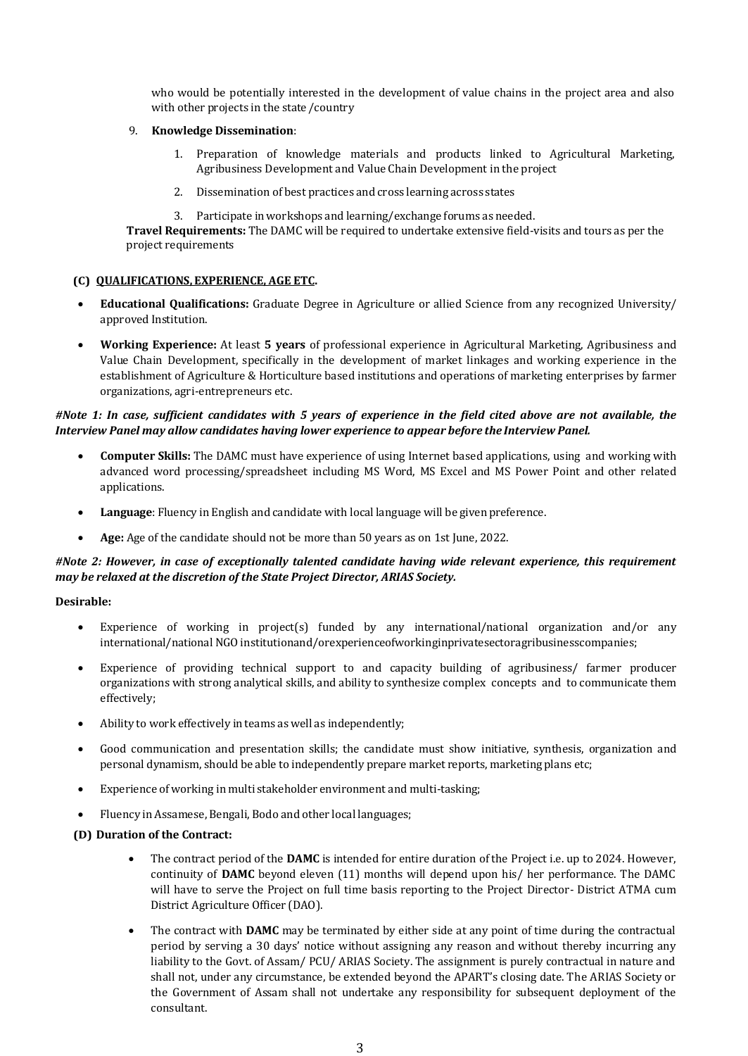who would be potentially interested in the development of value chains in the project area and also with other projects in the state /country

9. **Knowledge Dissemination**:

   1. Preparation of knowledge materials and products linked to Agricultural Marketing, Agribusiness Development and Value Chain Development in the project

   2. Dissemination of best practices and cross learning across states

   3. Participate in workshops and learning/exchange forums as needed.

**Travel Requirements:** The DAMC will be required to undertake extensive field-visits and tours as per the project requirements

**(C) QUALIFICATIONS, EXPERIENCE, AGE ETC.**

- **Educational Qualifications:** Graduate Degree in Agriculture or allied Science from any recognized University/ approved Institution.

- **Working Experience:** At least **5 years** of professional experience in Agricultural Marketing, Agribusiness and Value Chain Development, specifically in the development of market linkages and working experience in the establishment of Agriculture & Horticulture based institutions and operations of marketing enterprises by farmer organizations, agri-entrepreneurs etc.

***#Note 1: In case, sufficient candidates with 5 years of experience in the field cited above are not available, the Interview Panel may allow candidates having lower experience to appear before the Interview Panel.***

- **Computer Skills:** The DAMC must have experience of using Internet based applications, using and working with advanced word processing/spreadsheet including MS Word, MS Excel and MS Power Point and other related applications.

- **Language**: Fluency in English and candidate with local language will be given preference.

- **Age:** Age of the candidate should not be more than 50 years as on 1st June, 2022.

***#Note 2: However, in case of exceptionally talented candidate having wide relevant experience, this requirement may be relaxed at the discretion of the State Project Director, ARIAS Society.***

**Desirable:**

- Experience of working in project(s) funded by any international/national organization and/or any international/national NGO institutionand/orexperienceofworkinginprivatesectoragribusinesscompanies;

- Experience of providing technical support to and capacity building of agribusiness/ farmer producer organizations with strong analytical skills, and ability to synthesize complex concepts and to communicate them effectively;

- Ability to work effectively in teams as well as independently;

- Good communication and presentation skills; the candidate must show initiative, synthesis, organization and personal dynamism, should be able to independently prepare market reports, marketing plans etc;

- Experience of working in multi stakeholder environment and multi-tasking;

- Fluency in Assamese, Bengali, Bodo and other local languages;

**(D) Duration of the Contract:**

- The contract period of the **DAMC** is intended for entire duration of the Project i.e. up to 2024. However, continuity of **DAMC** beyond eleven (11) months will depend upon his/ her performance. The DAMC will have to serve the Project on full time basis reporting to the Project Director- District ATMA cum District Agriculture Officer (DAO).

- The contract with **DAMC** may be terminated by either side at any point of time during the contractual period by serving a 30 days' notice without assigning any reason and without thereby incurring any liability to the Govt. of Assam/ PCU/ ARIAS Society. The assignment is purely contractual in nature and shall not, under any circumstance, be extended beyond the APART's closing date. The ARIAS Society or the Government of Assam shall not undertake any responsibility for subsequent deployment of the consultant.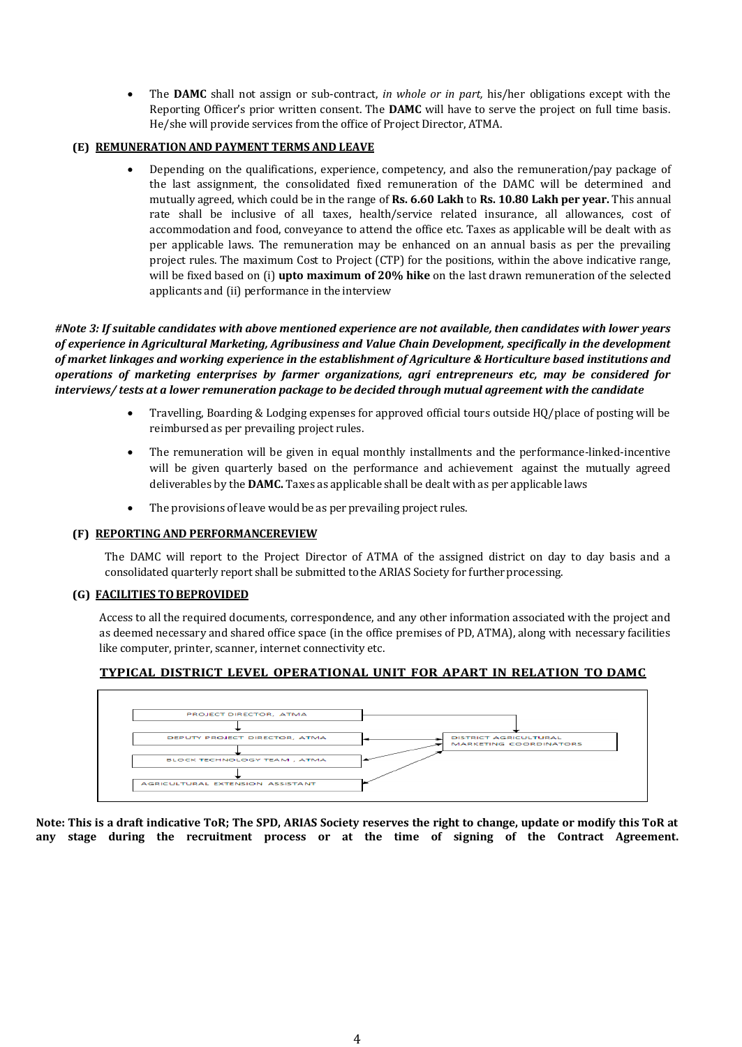- The **DAMC** shall not assign or sub-contract, *in whole or in part,* his/her obligations except with the Reporting Officer's prior written consent. The **DAMC** will have to serve the project on full time basis. He/she will provide services from the office of Project Director, ATMA.

### (E) REMUNERATION AND PAYMENT TERMS AND LEAVE

- Depending on the qualifications, experience, competency, and also the remuneration/pay package of the last assignment, the consolidated fixed remuneration of the DAMC will be determined and mutually agreed, which could be in the range of **Rs. 6.60 Lakh** to **Rs. 10.80 Lakh per year.** This annual rate shall be inclusive of all taxes, health/service related insurance, all allowances, cost of accommodation and food, conveyance to attend the office etc. Taxes as applicable will be dealt with as per applicable laws. The remuneration may be enhanced on an annual basis as per the prevailing project rules. The maximum Cost to Project (CTP) for the positions, within the above indicative range, will be fixed based on (i) **upto maximum of 20% hike** on the last drawn remuneration of the selected applicants and (ii) performance in the interview

***#Note 3: If suitable candidates with above mentioned experience are not available, then candidates with lower years of experience in Agricultural Marketing, Agribusiness and Value Chain Development, specifically in the development of market linkages and working experience in the establishment of Agriculture & Horticulture based institutions and operations of marketing enterprises by farmer organizations, agri entrepreneurs etc, may be considered for interviews/ tests at a lower remuneration package to be decided through mutual agreement with the candidate***

- Travelling, Boarding & Lodging expenses for approved official tours outside HQ/place of posting will be reimbursed as per prevailing project rules.
- The remuneration will be given in equal monthly installments and the performance-linked-incentive will be given quarterly based on the performance and achievement against the mutually agreed deliverables by the **DAMC.** Taxes as applicable shall be dealt with as per applicable laws
- The provisions of leave would be as per prevailing project rules.

### (F) REPORTING AND PERFORMANCEREVIEW

The DAMC will report to the Project Director of ATMA of the assigned district on day to day basis and a consolidated quarterly report shall be submitted to the ARIAS Society for further processing.

### (G) FACILITIES TO BEPROVIDED

Access to all the required documents, correspondence, and any other information associated with the project and as deemed necessary and shared office space (in the office premises of PD, ATMA), along with necessary facilities like computer, printer, scanner, internet connectivity etc.

#### TYPICAL DISTRICT LEVEL OPERATIONAL UNIT FOR APART IN RELATION TO DAMC

PROJECT DIRECTOR, ATMA

DEPUTY PROJECT DIRECTOR, ATMA

BLOCK TECHNOLOGY TEAM , ATMA

AGRICULTURAL EXTENSION ASSISTANT

DISTRICT AGRICULTURAL MARKETING COORDINATORS

**Note: This is a draft indicative ToR; The SPD, ARIAS Society reserves the right to change, update or modify this ToR at any stage during the recruitment process or at the time of signing of the Contract Agreement.**